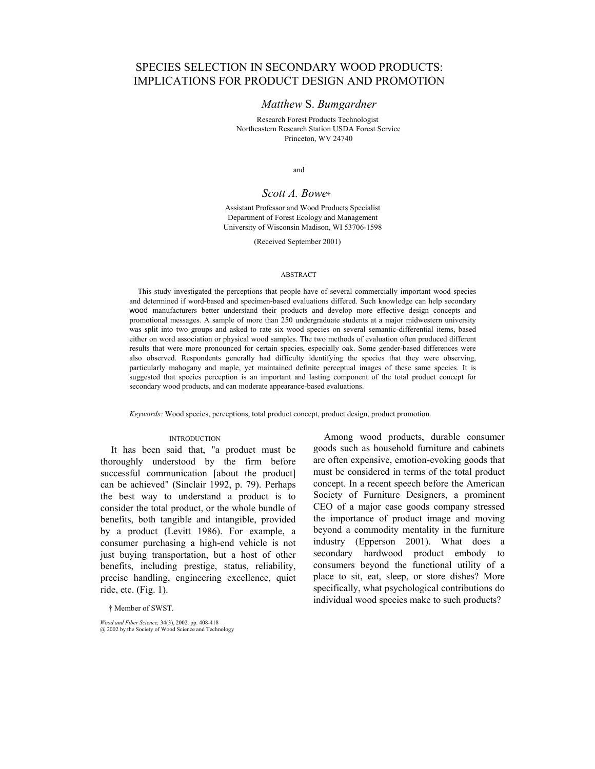# SPECIES SELECTION IN SECONDARY WOOD PRODUCTS: IMPLICATIONS FOR PRODUCT DESIGN AND PROMOTION

*Matthew* S. *Bumgardner*

Research Forest Products Technologist
Northeastern Research Station USDA Forest Service
Princeton, WV 24740

and

*Scott A. Bowe*†

Assistant Professor and Wood Products Specialist
Department of Forest Ecology and Management
University of Wisconsin Madison, WI 53706-1598

(Received September 2001)

## ABSTRACT

This study investigated the perceptions that people have of several commercially important wood species and determined if word-based and specimen-based evaluations differed. Such knowledge can help secondary wood manufacturers better understand their products and develop more effective design concepts and promotional messages. A sample of more than 250 undergraduate students at a major midwestern university was split into two groups and asked to rate six wood species on several semantic-differential items, based either on word association or physical wood samples. The two methods of evaluation often produced different results that were more pronounced for certain species, especially oak. Some gender-based differences were also observed. Respondents generally had difficulty identifying the species that they were observing, particularly mahogany and maple, yet maintained definite perceptual images of these same species. It is suggested that species perception is an important and lasting component of the total product concept for secondary wood products, and can moderate appearance-based evaluations.

*Keywords:* Wood species, perceptions, total product concept, product design, product promotion.

## INTRODUCTION

It has been said that, "a product must be thoroughly understood by the firm before successful communication [about the product] can be achieved" (Sinclair 1992, p. 79). Perhaps the best way to understand a product is to consider the total product, or the whole bundle of benefits, both tangible and intangible, provided by a product (Levitt 1986). For example, a consumer purchasing a high-end vehicle is not just buying transportation, but a host of other benefits, including prestige, status, reliability, precise handling, engineering excellence, quiet ride, etc. (Fig. 1).

Among wood products, durable consumer goods such as household furniture and cabinets are often expensive, emotion-evoking goods that must be considered in terms of the total product concept. In a recent speech before the American Society of Furniture Designers, a prominent CEO of a major case goods company stressed the importance of product image and moving beyond a commodity mentality in the furniture industry (Epperson 2001). What does a secondary hardwood product embody to consumers beyond the functional utility of a place to sit, eat, sleep, or store dishes? More specifically, what psychological contributions do individual wood species make to such products?

† Member of SWST.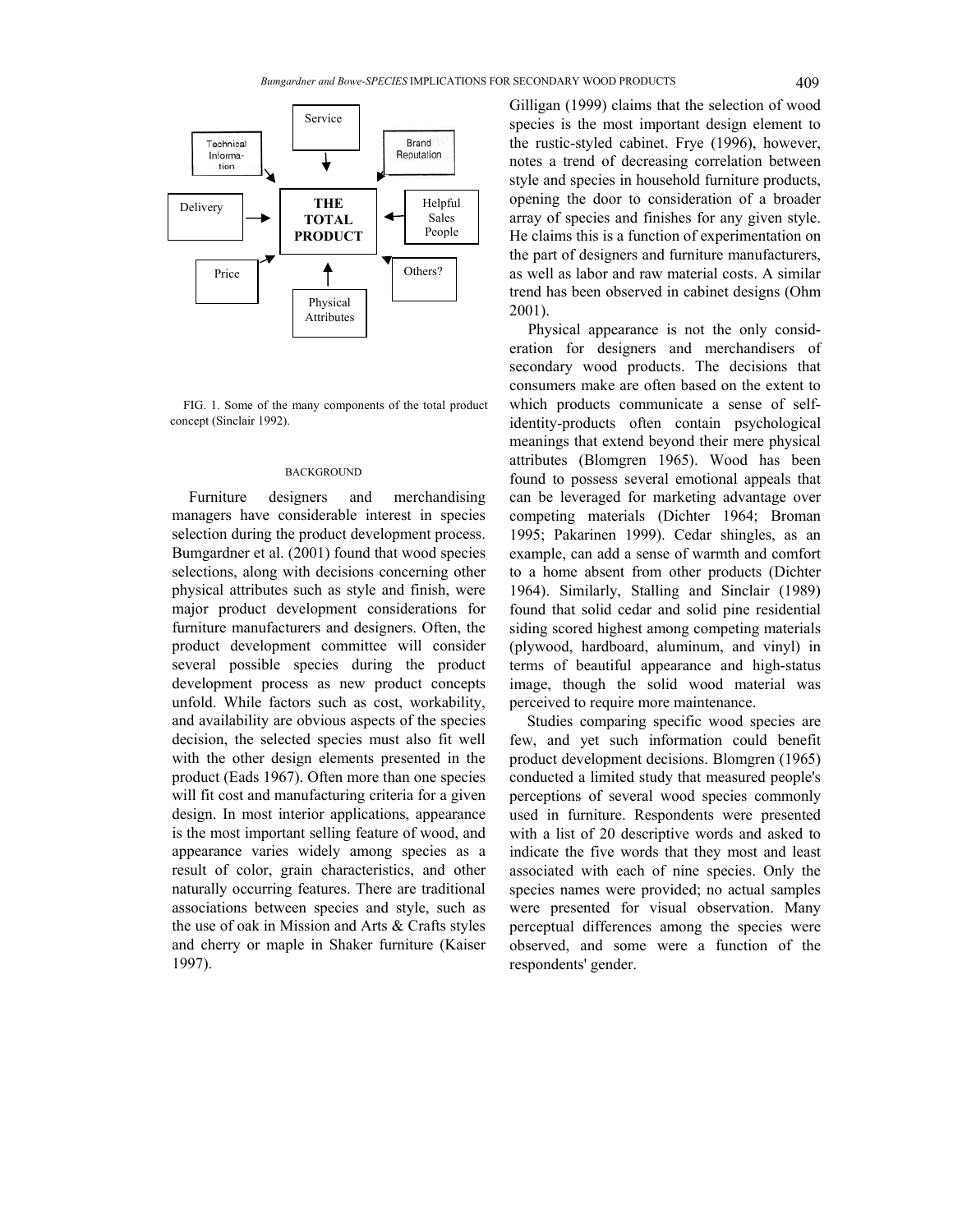FIG. 1. Some of the many components of the total product concept (Sinclair 1992).

## BACKGROUND

Furniture designers and merchandising managers have considerable interest in species selection during the product development process. Bumgardner et al. (2001) found that wood species selections, along with decisions concerning other physical attributes such as style and finish, were major product development considerations for furniture manufacturers and designers. Often, the product development committee will consider several possible species during the product development process as new product concepts unfold. While factors such as cost, workability, and availability are obvious aspects of the species decision, the selected species must also fit well with the other design elements presented in the product (Eads 1967). Often more than one species will fit cost and manufacturing criteria for a given design. In most interior applications, appearance is the most important selling feature of wood, and appearance varies widely among species as a result of color, grain characteristics, and other naturally occurring features. There are traditional associations between species and style, such as the use of oak in Mission and Arts & Crafts styles and cherry or maple in Shaker furniture (Kaiser 1997).

Gilligan (1999) claims that the selection of wood species is the most important design element to the rustic-styled cabinet. Frye (1996), however, notes a trend of decreasing correlation between style and species in household furniture products, opening the door to consideration of a broader array of species and finishes for any given style. He claims this is a function of experimentation on the part of designers and furniture manufacturers, as well as labor and raw material costs. A similar trend has been observed in cabinet designs (Ohm 2001).

Physical appearance is not the only consideration for designers and merchandisers of secondary wood products. The decisions that consumers make are often based on the extent to which products communicate a sense of self-identity-products often contain psychological meanings that extend beyond their mere physical attributes (Blomgren 1965). Wood has been found to possess several emotional appeals that can be leveraged for marketing advantage over competing materials (Dichter 1964; Broman 1995; Pakarinen 1999). Cedar shingles, as an example, can add a sense of warmth and comfort to a home absent from other products (Dichter 1964). Similarly, Stalling and Sinclair (1989) found that solid cedar and solid pine residential siding scored highest among competing materials (plywood, hardboard, aluminum, and vinyl) in terms of beautiful appearance and high-status image, though the solid wood material was perceived to require more maintenance.

Studies comparing specific wood species are few, and yet such information could benefit product development decisions. Blomgren (1965) conducted a limited study that measured people's perceptions of several wood species commonly used in furniture. Respondents were presented with a list of 20 descriptive words and asked to indicate the five words that they most and least associated with each of nine species. Only the species names were provided; no actual samples were presented for visual observation. Many perceptual differences among the species were observed, and some were a function of the respondents' gender.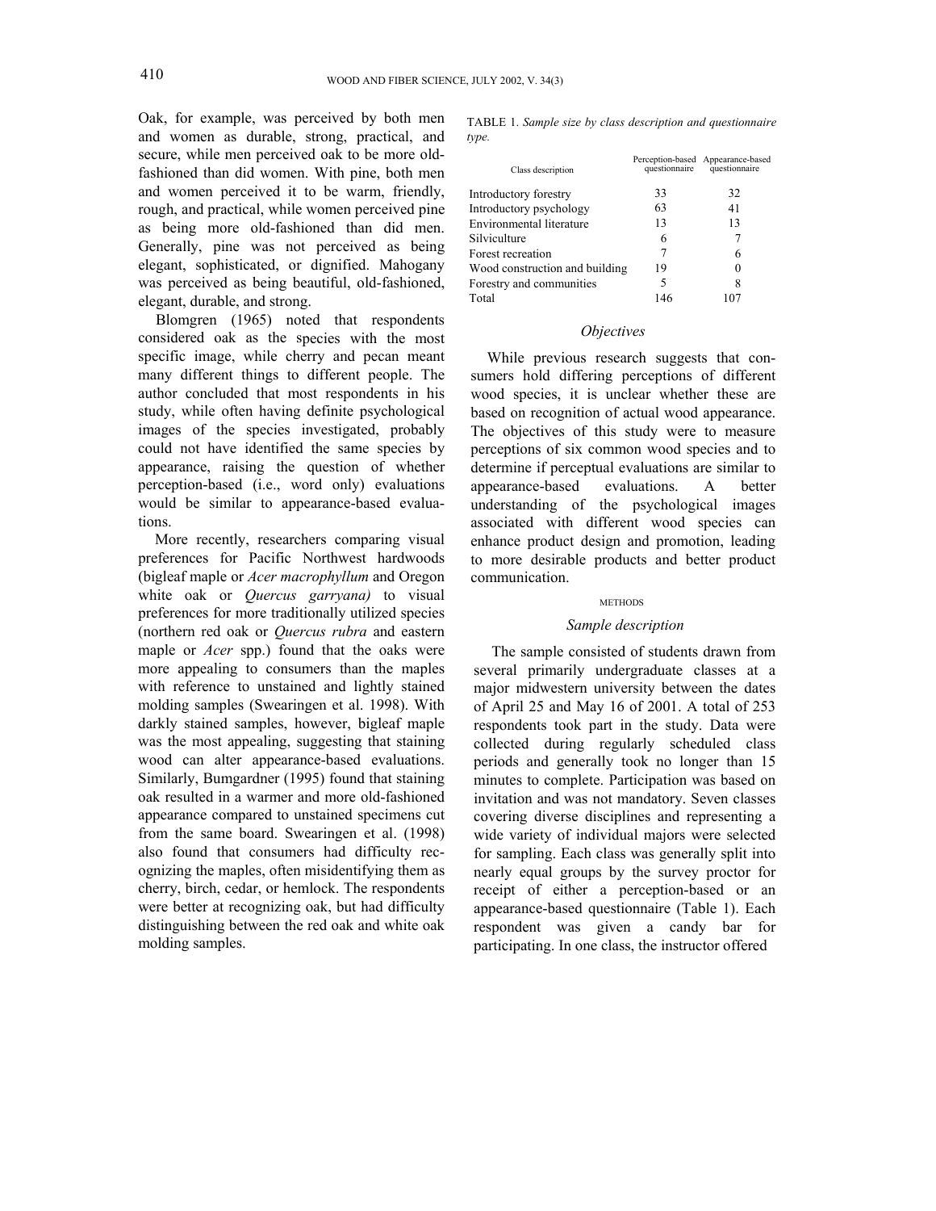Oak, for example, was perceived by both men and women as durable, strong, practical, and secure, while men perceived oak to be more old-fashioned than did women. With pine, both men and women perceived it to be warm, friendly, rough, and practical, while women perceived pine as being more old-fashioned than did men. Generally, pine was not perceived as being elegant, sophisticated, or dignified. Mahogany was perceived as being beautiful, old-fashioned, elegant, durable, and strong.

Blomgren (1965) noted that respondents considered oak as the species with the most specific image, while cherry and pecan meant many different things to different people. The author concluded that most respondents in his study, while often having definite psychological images of the species investigated, probably could not have identified the same species by appearance, raising the question of whether perception-based (i.e., word only) evaluations would be similar to appearance-based evaluations.

More recently, researchers comparing visual preferences for Pacific Northwest hardwoods (bigleaf maple or *Acer macrophyllum* and Oregon white oak or *Quercus garryana)* to visual preferences for more traditionally utilized species (northern red oak or *Quercus rubra* and eastern maple or *Acer* spp.) found that the oaks were more appealing to consumers than the maples with reference to unstained and lightly stained molding samples (Swearingen et al. 1998). With darkly stained samples, however, bigleaf maple was the most appealing, suggesting that staining wood can alter appearance-based evaluations. Similarly, Bumgardner (1995) found that staining oak resulted in a warmer and more old-fashioned appearance compared to unstained specimens cut from the same board. Swearingen et al. (1998) also found that consumers had difficulty recognizing the maples, often misidentifying them as cherry, birch, cedar, or hemlock. The respondents were better at recognizing oak, but had difficulty distinguishing between the red oak and white oak molding samples.

TABLE 1. *Sample size by class description and questionnaire type.*

| Class description | Perception-based questionnaire | Appearance-based questionnaire |
|---|---|---|
| Introductory forestry | 33 | 32 |
| Introductory psychology | 63 | 41 |
| Environmental literature | 13 | 13 |
| Silviculture | 6 | 7 |
| Forest recreation | 7 | 6 |
| Wood construction and building | 19 | 0 |
| Forestry and communities | 5 | 8 |
| Total | 146 | 107 |

### *Objectives*

While previous research suggests that consumers hold differing perceptions of different wood species, it is unclear whether these are based on recognition of actual wood appearance. The objectives of this study were to measure perceptions of six common wood species and to determine if perceptual evaluations are similar to appearance-based evaluations. A better understanding of the psychological images associated with different wood species can enhance product design and promotion, leading to more desirable products and better product communication.

## METHODS

### *Sample description*

The sample consisted of students drawn from several primarily undergraduate classes at a major midwestern university between the dates of April 25 and May 16 of 2001. A total of 253 respondents took part in the study. Data were collected during regularly scheduled class periods and generally took no longer than 15 minutes to complete. Participation was based on invitation and was not mandatory. Seven classes covering diverse disciplines and representing a wide variety of individual majors were selected for sampling. Each class was generally split into nearly equal groups by the survey proctor for receipt of either a perception-based or an appearance-based questionnaire (Table 1). Each respondent was given a candy bar for participating. In one class, the instructor offered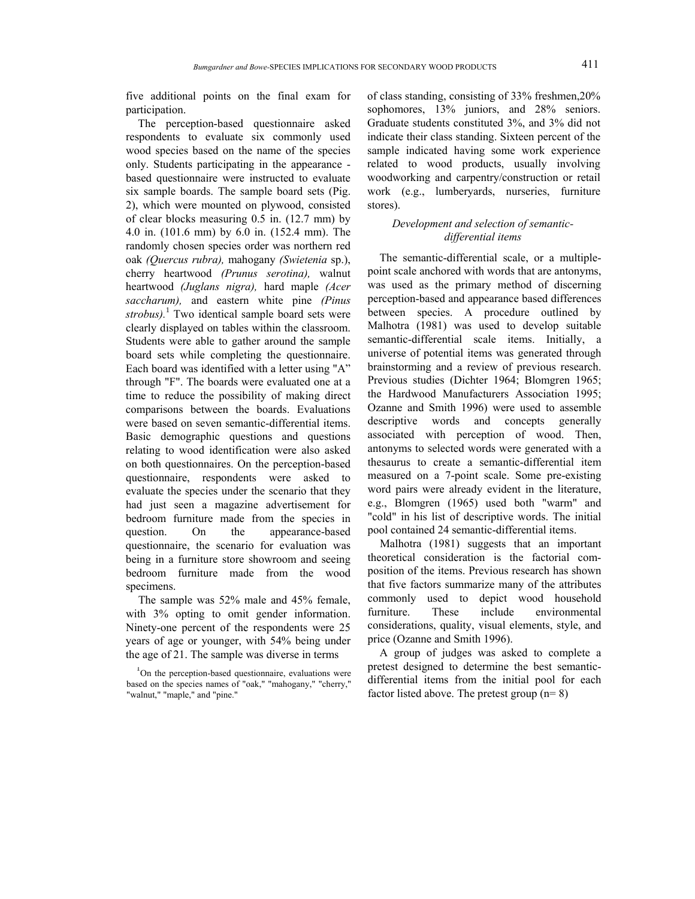five additional points on the final exam for participation.

The perception-based questionnaire asked respondents to evaluate six commonly used wood species based on the name of the species only. Students participating in the appearance - based questionnaire were instructed to evaluate six sample boards. The sample board sets (Pig. 2), which were mounted on plywood, consisted of clear blocks measuring 0.5 in. (12.7 mm) by 4.0 in. (101.6 mm) by 6.0 in. (152.4 mm). The randomly chosen species order was northern red oak *(Quercus rubra),* mahogany *(Swietenia* sp.), cherry heartwood *(Prunus serotina),* walnut heartwood *(Juglans nigra),* hard maple *(Acer saccharum),* and eastern white pine *(Pinus strobus).*[1] Two identical sample board sets were clearly displayed on tables within the classroom. Students were able to gather around the sample board sets while completing the questionnaire. Each board was identified with a letter using "A" through "F". The boards were evaluated one at a time to reduce the possibility of making direct comparisons between the boards. Evaluations were based on seven semantic-differential items. Basic demographic questions and questions relating to wood identification were also asked on both questionnaires. On the perception-based questionnaire, respondents were asked to evaluate the species under the scenario that they had just seen a magazine advertisement for bedroom furniture made from the species in question. On the appearance-based questionnaire, the scenario for evaluation was being in a furniture store showroom and seeing bedroom furniture made from the wood specimens.

The sample was 52% male and 45% female, with 3% opting to omit gender information. Ninety-one percent of the respondents were 25 years of age or younger, with 54% being under the age of 21. The sample was diverse in terms of class standing, consisting of 33% freshmen,20% sophomores, 13% juniors, and 28% seniors. Graduate students constituted 3%, and 3% did not indicate their class standing. Sixteen percent of the sample indicated having some work experience related to wood products, usually involving woodworking and carpentry/construction or retail work (e.g., lumberyards, nurseries, furniture stores).

[1]On the perception-based questionnaire, evaluations were based on the species names of "oak," "mahogany," "cherry," "walnut," "maple," and "pine."

### *Development and selection of semantic-differential items*

The semantic-differential scale, or a multiple-point scale anchored with words that are antonyms, was used as the primary method of discerning perception-based and appearance based differences between species. A procedure outlined by Malhotra (1981) was used to develop suitable semantic-differential scale items. Initially, a universe of potential items was generated through brainstorming and a review of previous research. Previous studies (Dichter 1964; Blomgren 1965; the Hardwood Manufacturers Association 1995; Ozanne and Smith 1996) were used to assemble descriptive words and concepts generally associated with perception of wood. Then, antonyms to selected words were generated with a thesaurus to create a semantic-differential item measured on a 7-point scale. Some pre-existing word pairs were already evident in the literature, e.g., Blomgren (1965) used both "warm" and "cold" in his list of descriptive words. The initial pool contained 24 semantic-differential items.

Malhotra (1981) suggests that an important theoretical consideration is the factorial composition of the items. Previous research has shown that five factors summarize many of the attributes commonly used to depict wood household furniture. These include environmental considerations, quality, visual elements, style, and price (Ozanne and Smith 1996).

A group of judges was asked to complete a pretest designed to determine the best semantic-differential items from the initial pool for each factor listed above. The pretest group (n= 8)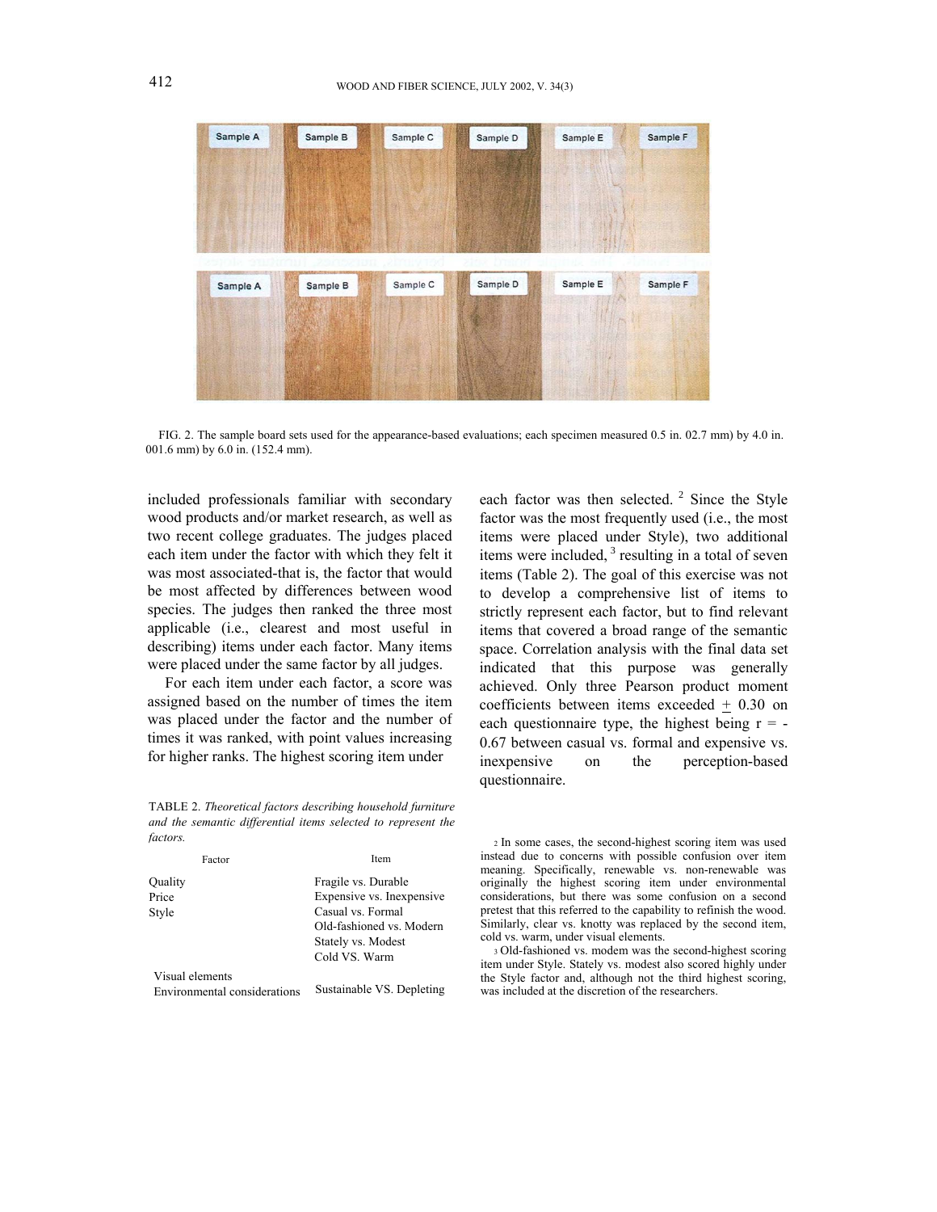FIG. 2. The sample board sets used for the appearance-based evaluations; each specimen measured 0.5 in. 02.7 mm) by 4.0 in. 001.6 mm) by 6.0 in. (152.4 mm).

included professionals familiar with secondary wood products and/or market research, as well as two recent college graduates. The judges placed each item under the factor with which they felt it was most associated-that is, the factor that would be most affected by differences between wood species. The judges then ranked the three most applicable (i.e., clearest and most useful in describing) items under each factor. Many items were placed under the same factor by all judges.

For each item under each factor, a score was assigned based on the number of times the item was placed under the factor and the number of times it was ranked, with point values increasing for higher ranks. The highest scoring item under each factor was then selected. [2] Since the Style factor was the most frequently used (i.e., the most items were placed under Style), two additional items were included, [3] resulting in a total of seven items (Table 2). The goal of this exercise was not to develop a comprehensive list of items to strictly represent each factor, but to find relevant items that covered a broad range of the semantic space. Correlation analysis with the final data set indicated that this purpose was generally achieved. Only three Pearson product moment coefficients between items exceeded $\pm$ 0.30 on each questionnaire type, the highest being $r = -0.67$ between casual vs. formal and expensive vs. inexpensive on the perception-based questionnaire.

TABLE 2. *Theoretical factors describing household furniture and the semantic differential items selected to represent the factors.*

| Factor | Item |
| --- | --- |
| Quality | Fragile vs. Durable |
| Price | Expensive vs. Inexpensive |
| Style | Casual vs. Formal |
| | Old-fashioned vs. Modern |
| | Stately vs. Modest |
| | Cold VS. Warm |
| Visual elements | |
| Environmental considerations | Sustainable VS. Depleting |

[2] In some cases, the second-highest scoring item was used instead due to concerns with possible confusion over item meaning. Specifically, renewable vs. non-renewable was originally the highest scoring item under environmental considerations, but there was some confusion on a second pretest that this referred to the capability to refinish the wood. Similarly, clear vs. knotty was replaced by the second item, cold vs. warm, under visual elements.

[3] Old-fashioned vs. modem was the second-highest scoring item under Style. Stately vs. modest also scored highly under the Style factor and, although not the third highest scoring, was included at the discretion of the researchers.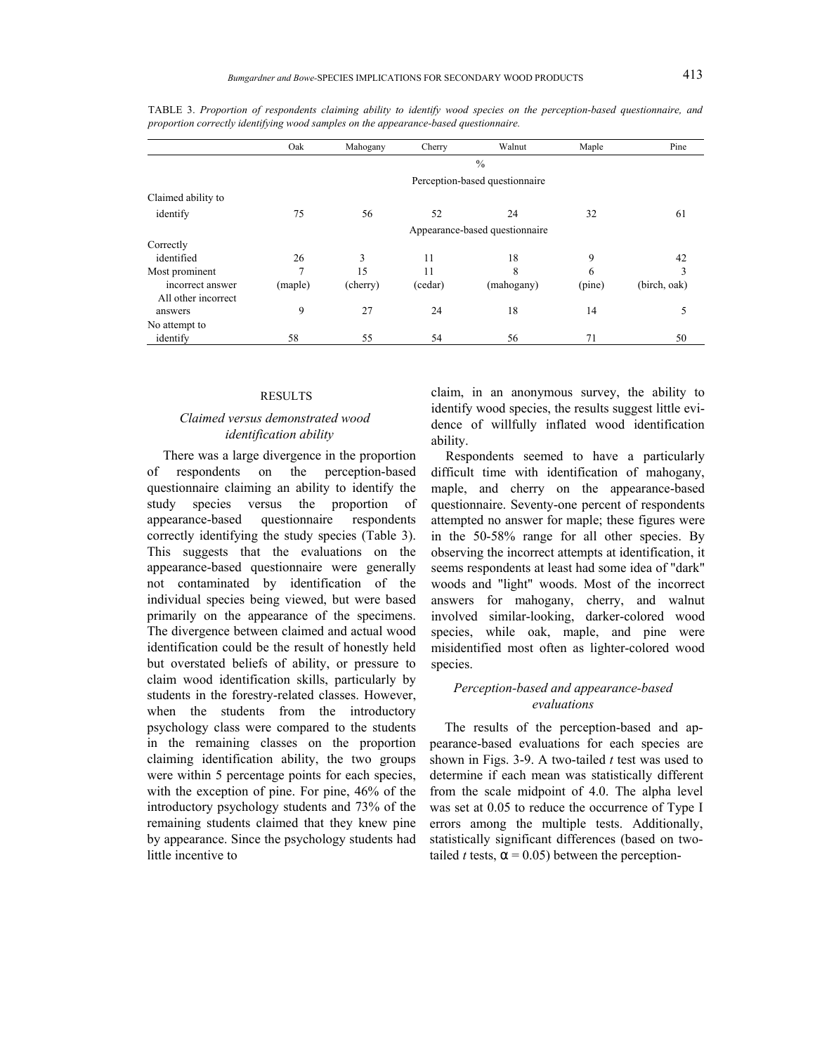TABLE 3. *Proportion of respondents claiming ability to identify wood species on the perception-based questionnaire, and proportion correctly identifying wood samples on the appearance-based questionnaire.*

| | Oak | Mahogany | Cherry | Walnut | Maple | Pine |
|---|---|---|---|---|---|---|
| | | | | % | | |
| | | | Perception-based questionnaire | | | |
| Claimed ability to identify | 75 | 56 | 52 | 24 | 32 | 61 |
| | | | Appearance-based questionnaire | | | |
| Correctly identified | 26 | 3 | 11 | 18 | 9 | 42 |
| Most prominent incorrect answer | 7 (maple) | 15 (cherry) | 11 (cedar) | 8 (mahogany) | 6 (pine) | 3 (birch, oak) |
| All other incorrect answers | 9 | 27 | 24 | 18 | 14 | 5 |
| No attempt to identify | 58 | 55 | 54 | 56 | 71 | 50 |

## RESULTS

### *Claimed versus demonstrated wood identification ability*

There was a large divergence in the proportion of respondents on the perception-based questionnaire claiming an ability to identify the study species versus the proportion of appearance-based questionnaire respondents correctly identifying the study species (Table 3). This suggests that the evaluations on the appearance-based questionnaire were generally not contaminated by identification of the individual species being viewed, but were based primarily on the appearance of the specimens. The divergence between claimed and actual wood identification could be the result of honestly held but overstated beliefs of ability, or pressure to claim wood identification skills, particularly by students in the forestry-related classes. However, when the students from the introductory psychology class were compared to the students in the remaining classes on the proportion claiming identification ability, the two groups were within 5 percentage points for each species, with the exception of pine. For pine, 46% of the introductory psychology students and 73% of the remaining students claimed that they knew pine by appearance. Since the psychology students had little incentive to claim, in an anonymous survey, the ability to identify wood species, the results suggest little evidence of willfully inflated wood identification ability.

Respondents seemed to have a particularly difficult time with identification of mahogany, maple, and cherry on the appearance-based questionnaire. Seventy-one percent of respondents attempted no answer for maple; these figures were in the 50-58% range for all other species. By observing the incorrect attempts at identification, it seems respondents at least had some idea of "dark" woods and "light" woods. Most of the incorrect answers for mahogany, cherry, and walnut involved similar-looking, darker-colored wood species, while oak, maple, and pine were misidentified most often as lighter-colored wood species.

### *Perception-based and appearance-based evaluations*

The results of the perception-based and appearance-based evaluations for each species are shown in Figs. 3-9. A two-tailed *t* test was used to determine if each mean was statistically different from the scale midpoint of 4.0. The alpha level was set at 0.05 to reduce the occurrence of Type I errors among the multiple tests. Additionally, statistically significant differences (based on two-tailed *t* tests, $\alpha = 0.05$) between the perception-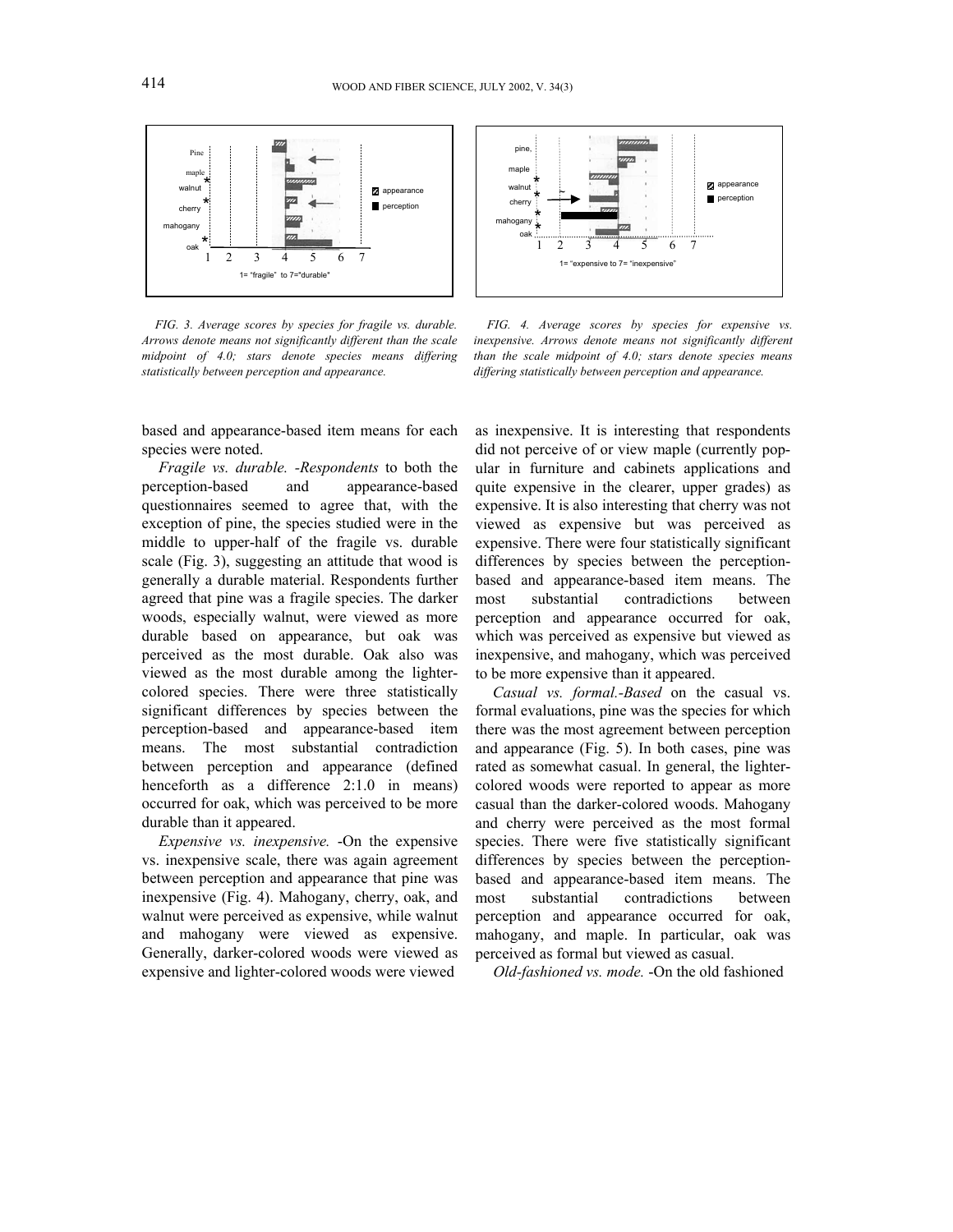FIG. 3. Average scores by species for fragile vs. durable. Arrows denote means not significantly different than the scale midpoint of 4.0; stars denote species means differing statistically between perception and appearance.

FIG. 4. Average scores by species for expensive vs. inexpensive. Arrows denote means not significantly different than the scale midpoint of 4.0; stars denote species means differing statistically between perception and appearance.

based and appearance-based item means for each species were noted.

*Fragile vs. durable. -Respondents* to both the perception-based and appearance-based questionnaires seemed to agree that, with the exception of pine, the species studied were in the middle to upper-half of the fragile vs. durable scale (Fig. 3), suggesting an attitude that wood is generally a durable material. Respondents further agreed that pine was a fragile species. The darker woods, especially walnut, were viewed as more durable based on appearance, but oak was perceived as the most durable. Oak also was viewed as the most durable among the lighter-colored species. There were three statistically significant differences by species between the perception-based and appearance-based item means. The most substantial contradiction between perception and appearance (defined henceforth as a difference 2:1.0 in means) occurred for oak, which was perceived to be more durable than it appeared.

*Expensive vs. inexpensive.* -On the expensive vs. inexpensive scale, there was again agreement between perception and appearance that pine was inexpensive (Fig. 4). Mahogany, cherry, oak, and walnut were perceived as expensive, while walnut and mahogany were viewed as expensive. Generally, darker-colored woods were viewed as expensive and lighter-colored woods were viewed as inexpensive. It is interesting that respondents did not perceive of or view maple (currently popular in furniture and cabinets applications and quite expensive in the clearer, upper grades) as expensive. It is also interesting that cherry was not viewed as expensive but was perceived as expensive. There were four statistically significant differences by species between the perception-based and appearance-based item means. The most substantial contradictions between perception and appearance occurred for oak, which was perceived as expensive but viewed as inexpensive, and mahogany, which was perceived to be more expensive than it appeared.

*Casual vs. formal.-Based* on the casual vs. formal evaluations, pine was the species for which there was the most agreement between perception and appearance (Fig. 5). In both cases, pine was rated as somewhat casual. In general, the lighter-colored woods were reported to appear as more casual than the darker-colored woods. Mahogany and cherry were perceived as the most formal species. There were five statistically significant differences by species between the perception-based and appearance-based item means. The most substantial contradictions between perception and appearance occurred for oak, mahogany, and maple. In particular, oak was perceived as formal but viewed as casual.

*Old-fashioned vs. mode.* -On the old fashioned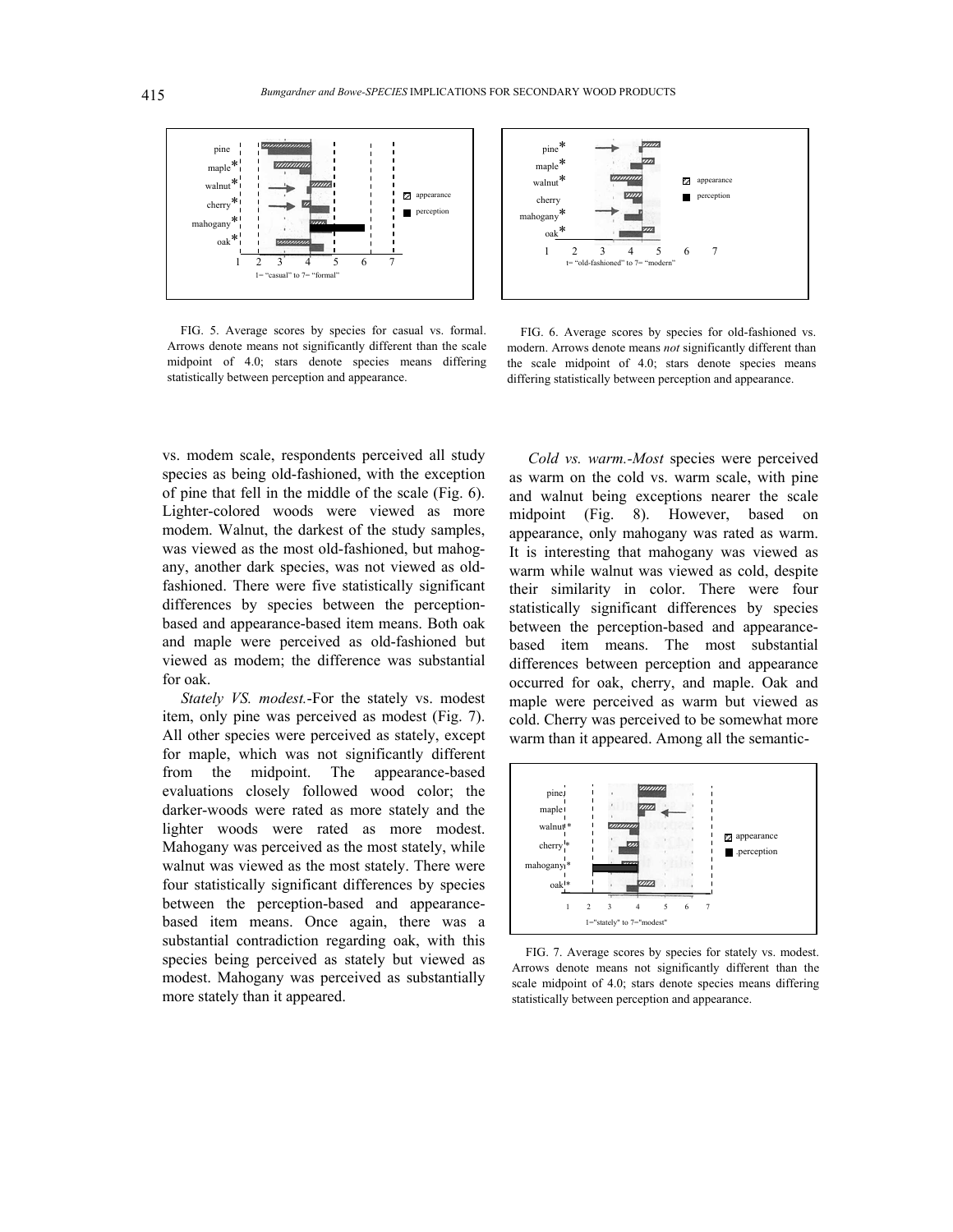FIG. 5. Average scores by species for casual vs. formal. Arrows denote means not significantly different than the scale midpoint of 4.0; stars denote species means differing statistically between perception and appearance.

FIG. 6. Average scores by species for old-fashioned vs. modern. Arrows denote means *not* significantly different than the scale midpoint of 4.0; stars denote species means differing statistically between perception and appearance.

vs. modem scale, respondents perceived all study species as being old-fashioned, with the exception of pine that fell in the middle of the scale (Fig. 6). Lighter-colored woods were viewed as more modem. Walnut, the darkest of the study samples, was viewed as the most old-fashioned, but mahogany, another dark species, was not viewed as old-fashioned. There were five statistically significant differences by species between the perception-based and appearance-based item means. Both oak and maple were perceived as old-fashioned but viewed as modem; the difference was substantial for oak.

*Stately VS. modest.*-For the stately vs. modest item, only pine was perceived as modest (Fig. 7). All other species were perceived as stately, except for maple, which was not significantly different from the midpoint. The appearance-based evaluations closely followed wood color; the darker-woods were rated as more stately and the lighter woods were rated as more modest. Mahogany was perceived as the most stately, while walnut was viewed as the most stately. There were four statistically significant differences by species between the perception-based and appearance-based item means. Once again, there was a substantial contradiction regarding oak, with this species being perceived as stately but viewed as modest. Mahogany was perceived as substantially more stately than it appeared.

*Cold vs. warm.-Most* species were perceived as warm on the cold vs. warm scale, with pine and walnut being exceptions nearer the scale midpoint (Fig. 8). However, based on appearance, only mahogany was rated as warm. It is interesting that mahogany was viewed as warm while walnut was viewed as cold, despite their similarity in color. There were four statistically significant differences by species between the perception-based and appearance-based item means. The most substantial differences between perception and appearance occurred for oak, cherry, and maple. Oak and maple were perceived as warm but viewed as cold. Cherry was perceived to be somewhat more warm than it appeared. Among all the semantic-

FIG. 7. Average scores by species for stately vs. modest. Arrows denote means not significantly different than the scale midpoint of 4.0; stars denote species means differing statistically between perception and appearance.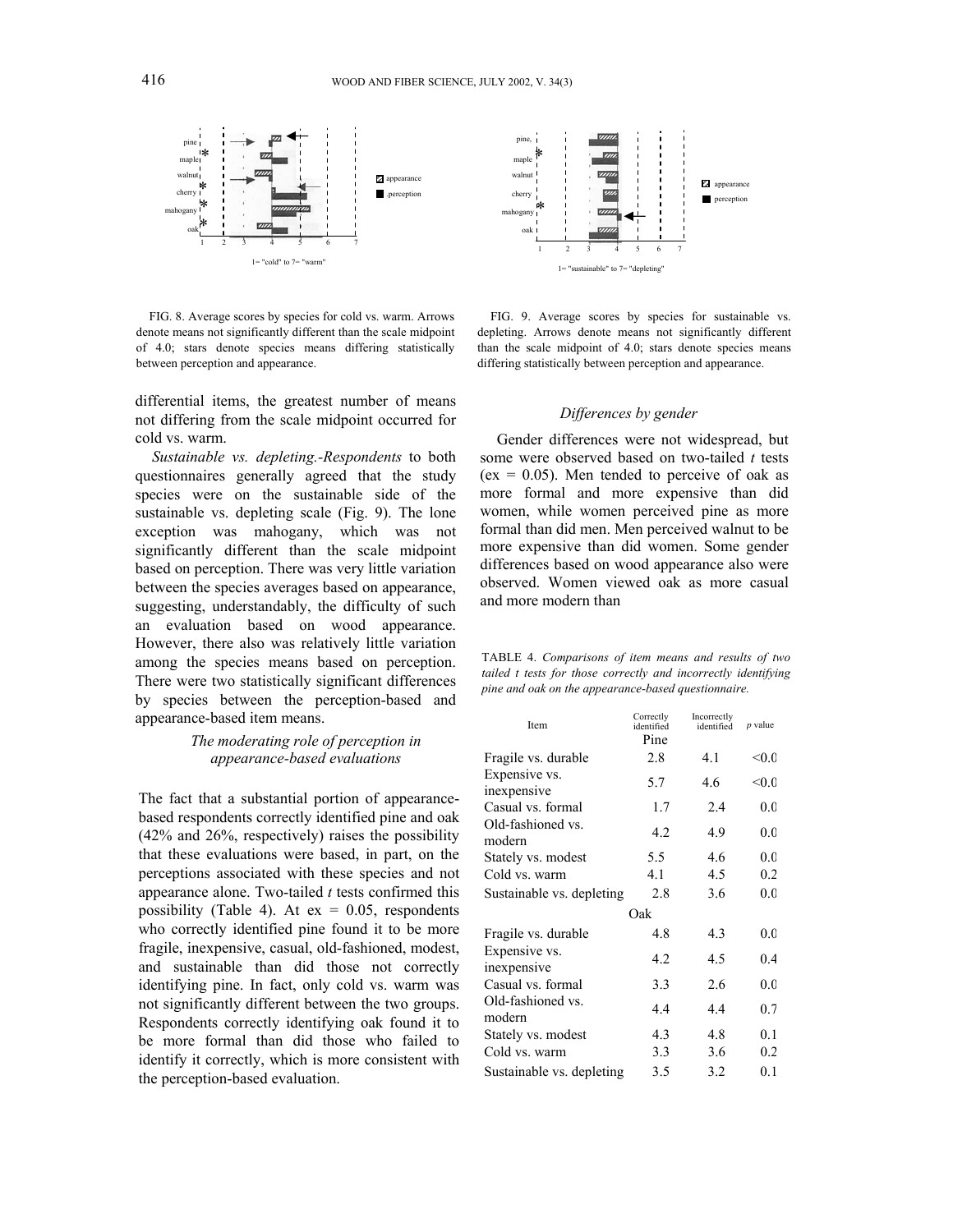FIG. 8. Average scores by species for cold vs. warm. Arrows denote means not significantly different than the scale midpoint of 4.0; stars denote species means differing statistically between perception and appearance.

FIG. 9. Average scores by species for sustainable vs. depleting. Arrows denote means not significantly different than the scale midpoint of 4.0; stars denote species means differing statistically between perception and appearance.

differential items, the greatest number of means not differing from the scale midpoint occurred for cold vs. warm.

*Sustainable vs. depleting.-Respondents* to both questionnaires generally agreed that the study species were on the sustainable side of the sustainable vs. depleting scale (Fig. 9). The lone exception was mahogany, which was not significantly different than the scale midpoint based on perception. There was very little variation between the species averages based on appearance, suggesting, understandably, the difficulty of such an evaluation based on wood appearance. However, there also was relatively little variation among the species means based on perception. There were two statistically significant differences by species between the perception-based and appearance-based item means.

### *The moderating role of perception in appearance-based evaluations*

The fact that a substantial portion of appearance-based respondents correctly identified pine and oak (42% and 26%, respectively) raises the possibility that these evaluations were based, in part, on the perceptions associated with these species and not appearance alone. Two-tailed *t* tests confirmed this possibility (Table 4). At ex = 0.05, respondents who correctly identified pine found it to be more fragile, inexpensive, casual, old-fashioned, modest, and sustainable than did those not correctly identifying pine. In fact, only cold vs. warm was not significantly different between the two groups. Respondents correctly identifying oak found it to be more formal than did those who failed to identify it correctly, which is more consistent with the perception-based evaluation.

### *Differences by gender*

Gender differences were not widespread, but some were observed based on two-tailed *t* tests (ex = 0.05). Men tended to perceive of oak as more formal and more expensive than did women, while women perceived pine as more formal than did men. Men perceived walnut to be more expensive than did women. Some gender differences based on wood appearance also were observed. Women viewed oak as more casual and more modern than

TABLE 4. *Comparisons of item means and results of two tailed t tests for those correctly and incorrectly identifying pine and oak on the appearance-based questionnaire.*

| Item | Correctly identified | Incorrectly identified | *p* value |
|---|---|---|---|
| | Pine | | |
| Fragile vs. durable | 2.8 | 4.1 | <0.0 |
| Expensive vs. inexpensive | 5.7 | 4.6 | <0.0 |
| Casual vs. formal | 1.7 | 2.4 | 0.0 |
| Old-fashioned vs. modern | 4.2 | 4.9 | 0.0 |
| Stately vs. modest | 5.5 | 4.6 | 0.0 |
| Cold vs. warm | 4.1 | 4.5 | 0.2 |
| Sustainable vs. depleting | 2.8 | 3.6 | 0.0 |
| | Oak | | |
| Fragile vs. durable | 4.8 | 4.3 | 0.0 |
| Expensive vs. inexpensive | 4.2 | 4.5 | 0.4 |
| Casual vs. formal | 3.3 | 2.6 | 0.0 |
| Old-fashioned vs. modern | 4.4 | 4.4 | 0.7 |
| Stately vs. modest | 4.3 | 4.8 | 0.1 |
| Cold vs. warm | 3.3 | 3.6 | 0.2 |
| Sustainable vs. depleting | 3.5 | 3.2 | 0.1 |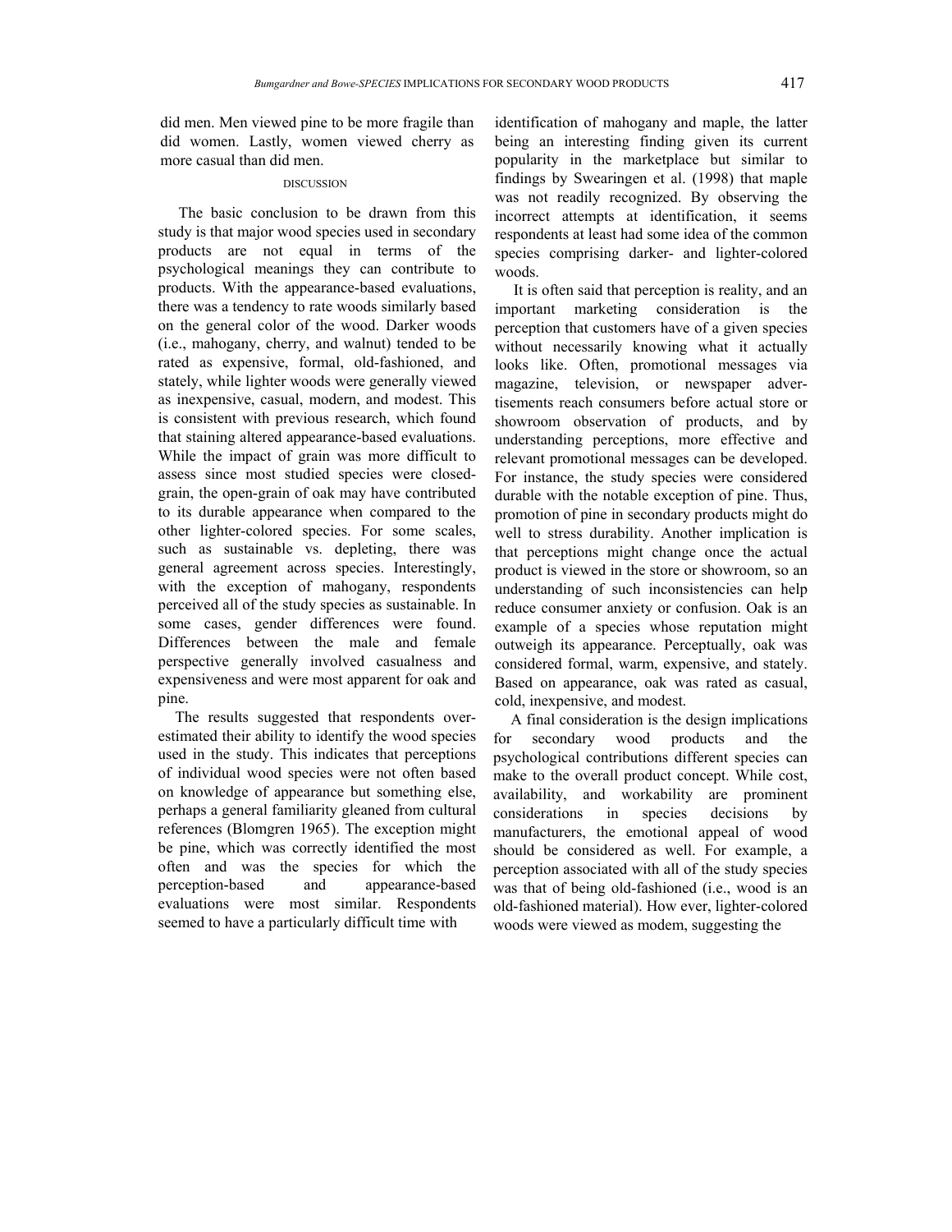did men. Men viewed pine to be more fragile than did women. Lastly, women viewed cherry as more casual than did men.

## DISCUSSION

The basic conclusion to be drawn from this study is that major wood species used in secondary products are not equal in terms of the psychological meanings they can contribute to products. With the appearance-based evaluations, there was a tendency to rate woods similarly based on the general color of the wood. Darker woods (i.e., mahogany, cherry, and walnut) tended to be rated as expensive, formal, old-fashioned, and stately, while lighter woods were generally viewed as inexpensive, casual, modern, and modest. This is consistent with previous research, which found that staining altered appearance-based evaluations. While the impact of grain was more difficult to assess since most studied species were closed-grain, the open-grain of oak may have contributed to its durable appearance when compared to the other lighter-colored species. For some scales, such as sustainable vs. depleting, there was general agreement across species. Interestingly, with the exception of mahogany, respondents perceived all of the study species as sustainable. In some cases, gender differences were found. Differences between the male and female perspective generally involved casualness and expensiveness and were most apparent for oak and pine.

The results suggested that respondents overestimated their ability to identify the wood species used in the study. This indicates that perceptions of individual wood species were not often based on knowledge of appearance but something else, perhaps a general familiarity gleaned from cultural references (Blomgren 1965). The exception might be pine, which was correctly identified the most often and was the species for which the perception-based and appearance-based evaluations were most similar. Respondents seemed to have a particularly difficult time with identification of mahogany and maple, the latter being an interesting finding given its current popularity in the marketplace but similar to findings by Swearingen et al. (1998) that maple was not readily recognized. By observing the incorrect attempts at identification, it seems respondents at least had some idea of the common species comprising darker- and lighter-colored woods.

It is often said that perception is reality, and an important marketing consideration is the perception that customers have of a given species without necessarily knowing what it actually looks like. Often, promotional messages via magazine, television, or newspaper advertisements reach consumers before actual store or showroom observation of products, and by understanding perceptions, more effective and relevant promotional messages can be developed. For instance, the study species were considered durable with the notable exception of pine. Thus, promotion of pine in secondary products might do well to stress durability. Another implication is that perceptions might change once the actual product is viewed in the store or showroom, so an understanding of such inconsistencies can help reduce consumer anxiety or confusion. Oak is an example of a species whose reputation might outweigh its appearance. Perceptually, oak was considered formal, warm, expensive, and stately. Based on appearance, oak was rated as casual, cold, inexpensive, and modest.

A final consideration is the design implications for secondary wood products and the psychological contributions different species can make to the overall product concept. While cost, availability, and workability are prominent considerations in species decisions by manufacturers, the emotional appeal of wood should be considered as well. For example, a perception associated with all of the study species was that of being old-fashioned (i.e., wood is an old-fashioned material). How ever, lighter-colored woods were viewed as modem, suggesting the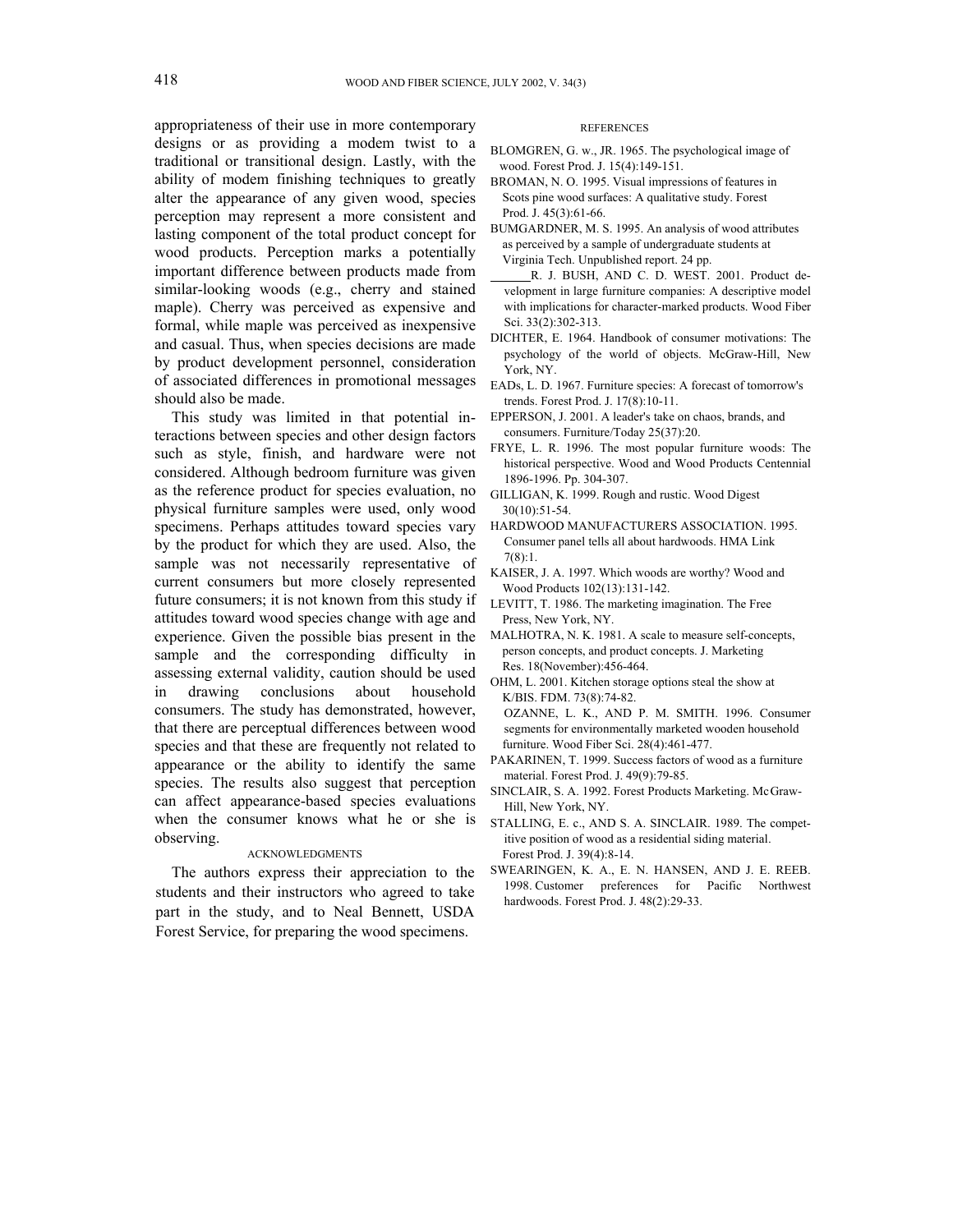appropriateness of their use in more contemporary designs or as providing a modem twist to a traditional or transitional design. Lastly, with the ability of modem finishing techniques to greatly alter the appearance of any given wood, species perception may represent a more consistent and lasting component of the total product concept for wood products. Perception marks a potentially important difference between products made from similar-looking woods (e.g., cherry and stained maple). Cherry was perceived as expensive and formal, while maple was perceived as inexpensive and casual. Thus, when species decisions are made by product development personnel, consideration of associated differences in promotional messages should also be made.

This study was limited in that potential interactions between species and other design factors such as style, finish, and hardware were not considered. Although bedroom furniture was given as the reference product for species evaluation, no physical furniture samples were used, only wood specimens. Perhaps attitudes toward species vary by the product for which they are used. Also, the sample was not necessarily representative of current consumers but more closely represented future consumers; it is not known from this study if attitudes toward wood species change with age and experience. Given the possible bias present in the sample and the corresponding difficulty in assessing external validity, caution should be used in drawing conclusions about household consumers. The study has demonstrated, however, that there are perceptual differences between wood species and that these are frequently not related to appearance or the ability to identify the same species. The results also suggest that perception can affect appearance-based species evaluations when the consumer knows what he or she is observing.

## ACKNOWLEDGMENTS

The authors express their appreciation to the students and their instructors who agreed to take part in the study, and to Neal Bennett, USDA Forest Service, for preparing the wood specimens.

## REFERENCES

BLOMGREN, G. w., JR. 1965. The psychological image of wood. Forest Prod. J. 15(4):149-151.

BROMAN, N. O. 1995. Visual impressions of features in Scots pine wood surfaces: A qualitative study. Forest Prod. J. 45(3):61-66.

BUMGARDNER, M. S. 1995. An analysis of wood attributes as perceived by a sample of undergraduate students at Virginia Tech. Unpublished report. 24 pp.

______ R. J. BUSH, AND C. D. WEST. 2001. Product development in large furniture companies: A descriptive model with implications for character-marked products. Wood Fiber Sci. 33(2):302-313.

DICHTER, E. 1964. Handbook of consumer motivations: The psychology of the world of objects. McGraw-Hill, New York, NY.

EADs, L. D. 1967. Furniture species: A forecast of tomorrow's trends. Forest Prod. J. 17(8):10-11.

EPPERSON, J. 2001. A leader's take on chaos, brands, and consumers. Furniture/Today 25(37):20.

FRYE, L. R. 1996. The most popular furniture woods: The historical perspective. Wood and Wood Products Centennial 1896-1996. Pp. 304-307.

GILLIGAN, K. 1999. Rough and rustic. Wood Digest 30(10):51-54.

HARDWOOD MANUFACTURERS ASSOCIATION. 1995. Consumer panel tells all about hardwoods. HMA Link 7(8):1.

KAISER, J. A. 1997. Which woods are worthy? Wood and Wood Products 102(13):131-142.

LEVITT, T. 1986. The marketing imagination. The Free Press, New York, NY.

MALHOTRA, N. K. 1981. A scale to measure self-concepts, person concepts, and product concepts. J. Marketing Res. 18(November):456-464.

OHM, L. 2001. Kitchen storage options steal the show at K/BIS. FDM. 73(8):74-82.

OZANNE, L. K., AND P. M. SMITH. 1996. Consumer segments for environmentally marketed wooden household furniture. Wood Fiber Sci. 28(4):461-477.

PAKARINEN, T. 1999. Success factors of wood as a furniture material. Forest Prod. J. 49(9):79-85.

SINCLAIR, S. A. 1992. Forest Products Marketing. McGraw-Hill, New York, NY.

STALLING, E. c., AND S. A. SINCLAIR. 1989. The competitive position of wood as a residential siding material. Forest Prod. J. 39(4):8-14.

SWEARINGEN, K. A., E. N. HANSEN, AND J. E. REEB. 1998. Customer preferences for Pacific Northwest hardwoods. Forest Prod. J. 48(2):29-33.